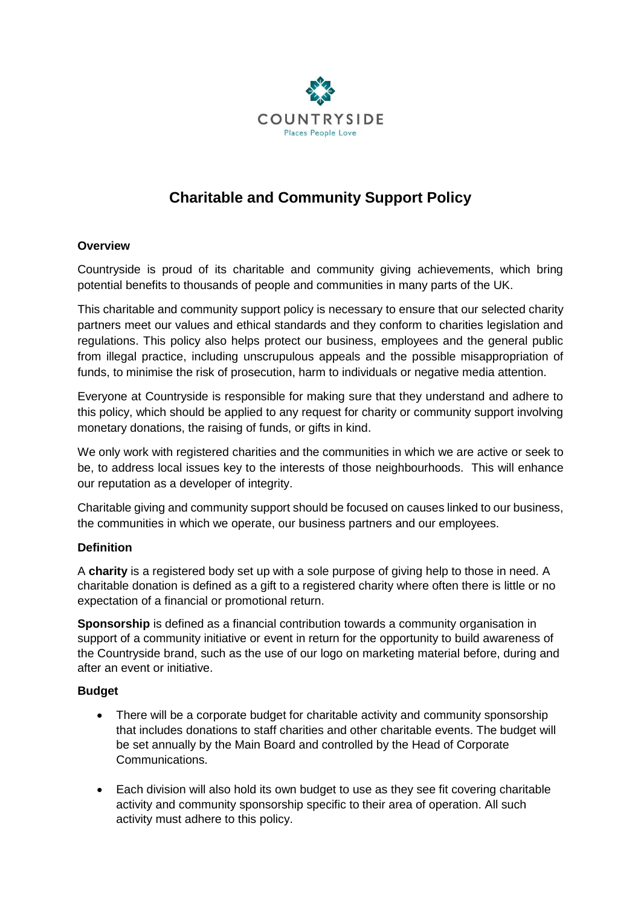COUNTRYSIDE

Places People Love

# Charitable and Community Support Policy

**Overview**

Countryside is proud of its charitable and community giving achievements, which bring potential benefits to thousands of people and communities in many parts of the UK.

This charitable and community support policy is necessary to ensure that our selected charity partners meet our values and ethical standards and they conform to charities legislation and regulations. This policy also helps protect our business, employees and the general public from illegal practice, including unscrupulous appeals and the possible misappropriation of funds, to minimise the risk of prosecution, harm to individuals or negative media attention.

Everyone at Countryside is responsible for making sure that they understand and adhere to this policy, which should be applied to any request for charity or community support involving monetary donations, the raising of funds, or gifts in kind.

We only work with registered charities and the communities in which we are active or seek to be, to address local issues key to the interests of those neighbourhoods. This will enhance our reputation as a developer of integrity.

Charitable giving and community support should be focused on causes linked to our business, the communities in which we operate, our business partners and our employees.

**Definition**

A **charity** is a registered body set up with a sole purpose of giving help to those in need. A charitable donation is defined as a gift to a registered charity where often there is little or no expectation of a financial or promotional return.

**Sponsorship** is defined as a financial contribution towards a community organisation in support of a community initiative or event in return for the opportunity to build awareness of the Countryside brand, such as the use of our logo on marketing material before, during and after an event or initiative.

**Budget**

- There will be a corporate budget for charitable activity and community sponsorship that includes donations to staff charities and other charitable events. The budget will be set annually by the Main Board and controlled by the Head of Corporate Communications.
- Each division will also hold its own budget to use as they see fit covering charitable activity and community sponsorship specific to their area of operation. All such activity must adhere to this policy.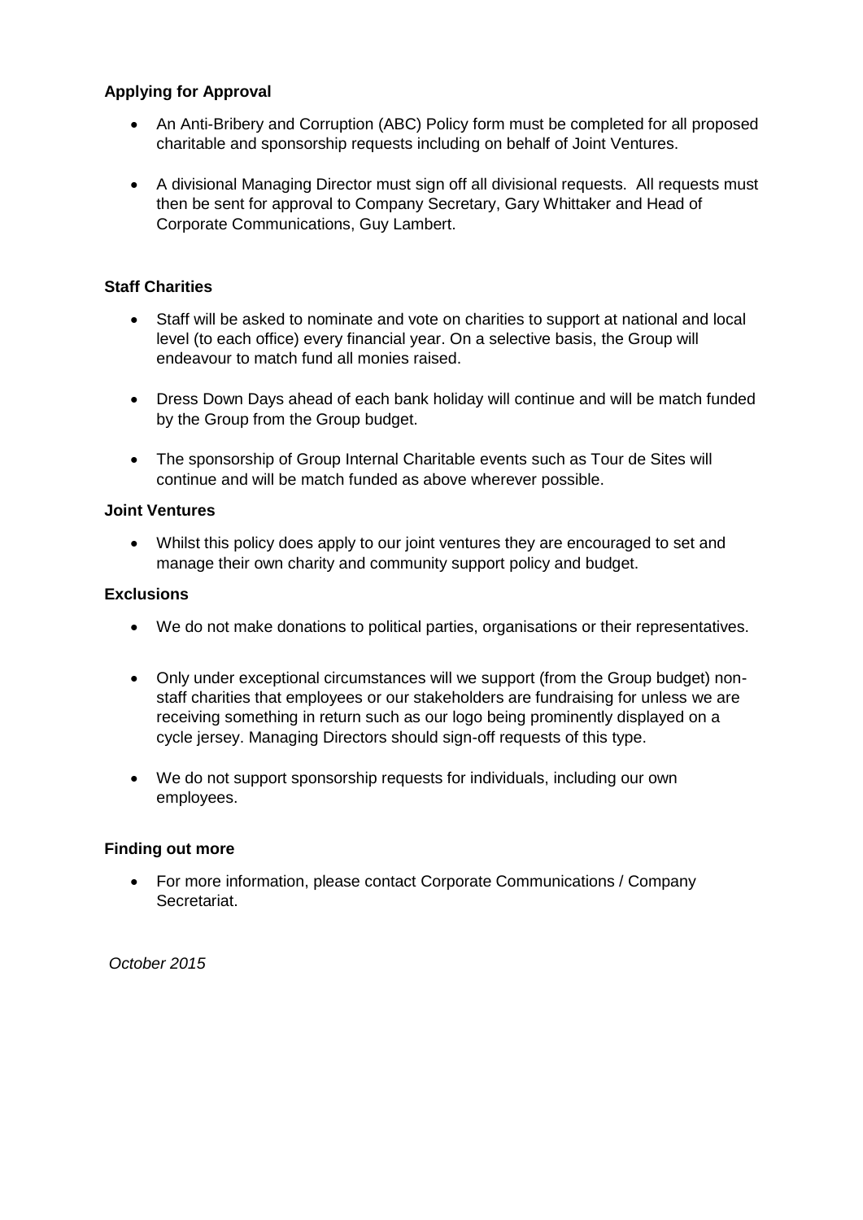**Applying for Approval**

- An Anti-Bribery and Corruption (ABC) Policy form must be completed for all proposed charitable and sponsorship requests including on behalf of Joint Ventures.
- A divisional Managing Director must sign off all divisional requests. All requests must then be sent for approval to Company Secretary, Gary Whittaker and Head of Corporate Communications, Guy Lambert.

**Staff Charities**

- Staff will be asked to nominate and vote on charities to support at national and local level (to each office) every financial year. On a selective basis, the Group will endeavour to match fund all monies raised.
- Dress Down Days ahead of each bank holiday will continue and will be match funded by the Group from the Group budget.
- The sponsorship of Group Internal Charitable events such as Tour de Sites will continue and will be match funded as above wherever possible.

**Joint Ventures**

- Whilst this policy does apply to our joint ventures they are encouraged to set and manage their own charity and community support policy and budget.

**Exclusions**

- We do not make donations to political parties, organisations or their representatives.
- Only under exceptional circumstances will we support (from the Group budget) non-staff charities that employees or our stakeholders are fundraising for unless we are receiving something in return such as our logo being prominently displayed on a cycle jersey. Managing Directors should sign-off requests of this type.
- We do not support sponsorship requests for individuals, including our own employees.

**Finding out more**

- For more information, please contact Corporate Communications / Company Secretariat.

*October 2015*